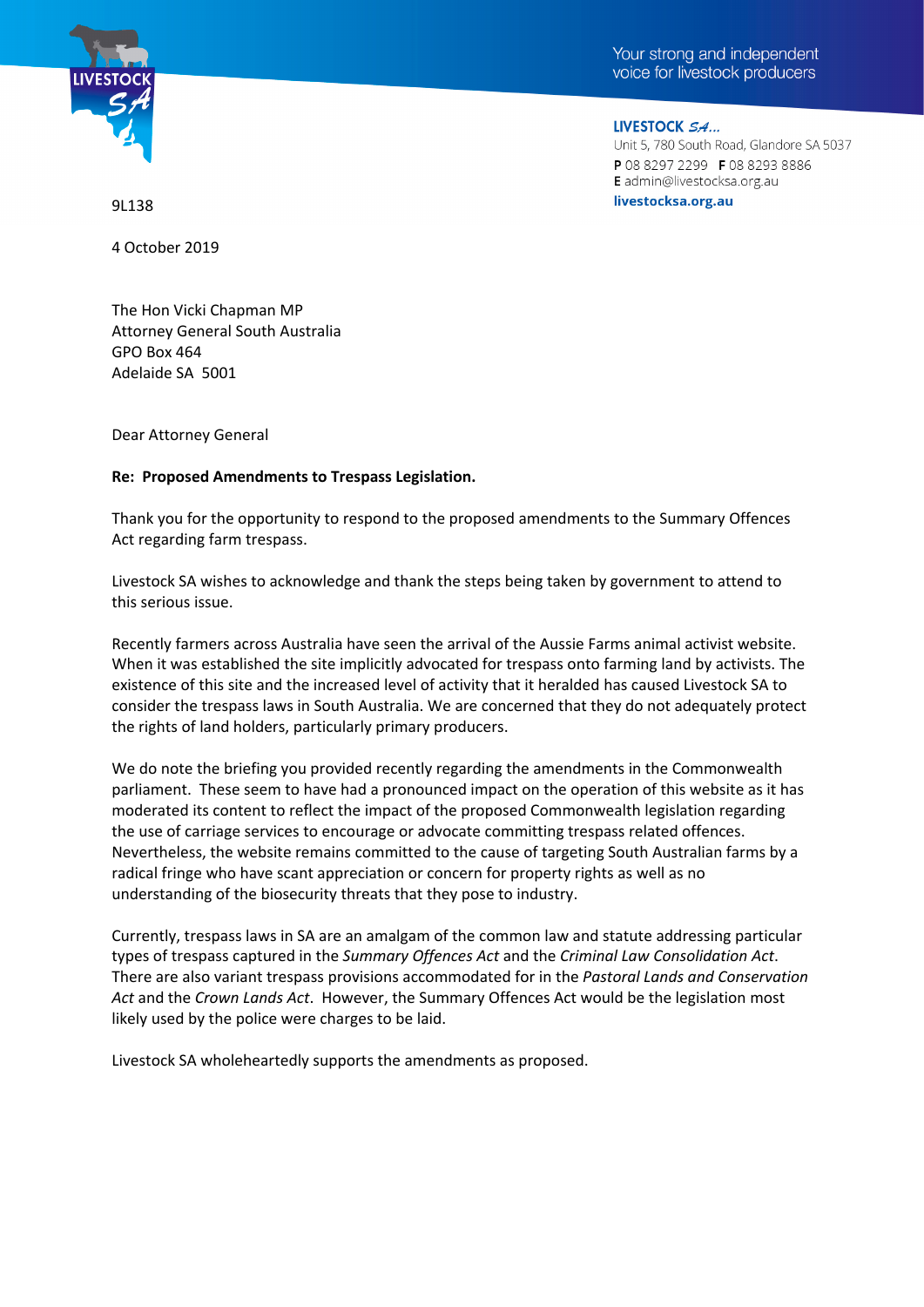LIVESTOCK SA

Your strong and independent voice for livestock producers

**LIVESTOCK SA**
Unit 5, 780 South Road, Glandore SA 5037
**P** 08 8297 2299 **F** 08 8293 8886
**E** admin@livestocksa.org.au
**livestocksa.org.au**

9L138

4 October 2019

The Hon Vicki Chapman MP
Attorney General South Australia
GPO Box 464
Adelaide SA 5001

Dear Attorney General

**Re: Proposed Amendments to Trespass Legislation.**

Thank you for the opportunity to respond to the proposed amendments to the Summary Offences Act regarding farm trespass.

Livestock SA wishes to acknowledge and thank the steps being taken by government to attend to this serious issue.

Recently farmers across Australia have seen the arrival of the Aussie Farms animal activist website. When it was established the site implicitly advocated for trespass onto farming land by activists. The existence of this site and the increased level of activity that it heralded has caused Livestock SA to consider the trespass laws in South Australia. We are concerned that they do not adequately protect the rights of land holders, particularly primary producers.

We do note the briefing you provided recently regarding the amendments in the Commonwealth parliament. These seem to have had a pronounced impact on the operation of this website as it has moderated its content to reflect the impact of the proposed Commonwealth legislation regarding the use of carriage services to encourage or advocate committing trespass related offences. Nevertheless, the website remains committed to the cause of targeting South Australian farms by a radical fringe who have scant appreciation or concern for property rights as well as no understanding of the biosecurity threats that they pose to industry.

Currently, trespass laws in SA are an amalgam of the common law and statute addressing particular types of trespass captured in the *Summary Offences Act* and the *Criminal Law Consolidation Act*. There are also variant trespass provisions accommodated for in the *Pastoral Lands and Conservation Act* and the *Crown Lands Act*. However, the Summary Offences Act would be the legislation most likely used by the police were charges to be laid.

Livestock SA wholeheartedly supports the amendments as proposed.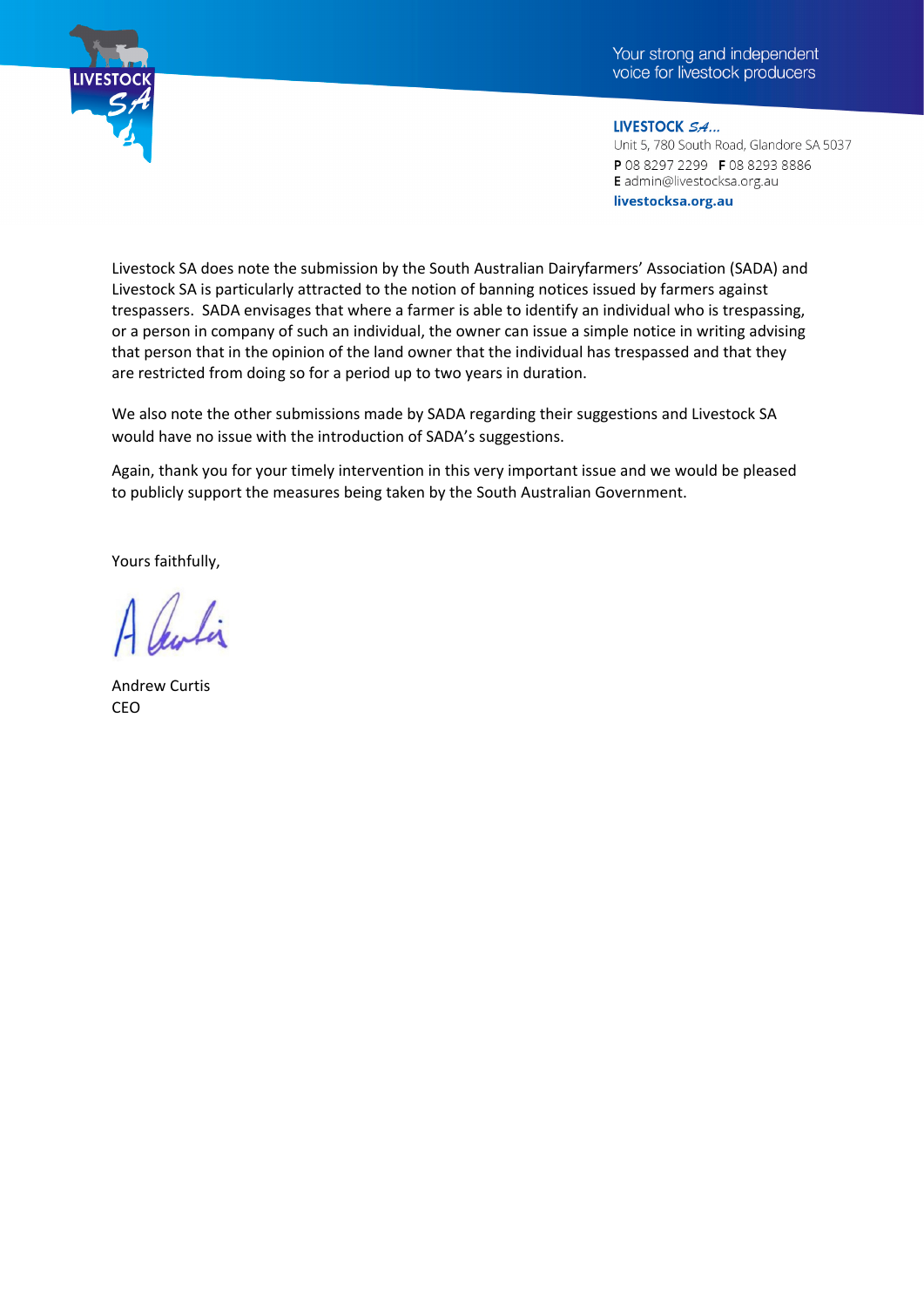Your strong and independent voice for livestock producers

**LIVESTOCK SA**
Unit 5, 780 South Road, Glandore SA 5037
**P** 08 8297 2299 **F** 08 8293 8886
**E** admin@livestocksa.org.au
**livestocksa.org.au**

Livestock SA does note the submission by the South Australian Dairyfarmers' Association (SADA) and Livestock SA is particularly attracted to the notion of banning notices issued by farmers against trespassers. SADA envisages that where a farmer is able to identify an individual who is trespassing, or a person in company of such an individual, the owner can issue a simple notice in writing advising that person that in the opinion of the land owner that the individual has trespassed and that they are restricted from doing so for a period up to two years in duration.

We also note the other submissions made by SADA regarding their suggestions and Livestock SA would have no issue with the introduction of SADA's suggestions.

Again, thank you for your timely intervention in this very important issue and we would be pleased to publicly support the measures being taken by the South Australian Government.

Yours faithfully,

Andrew Curtis
CEO